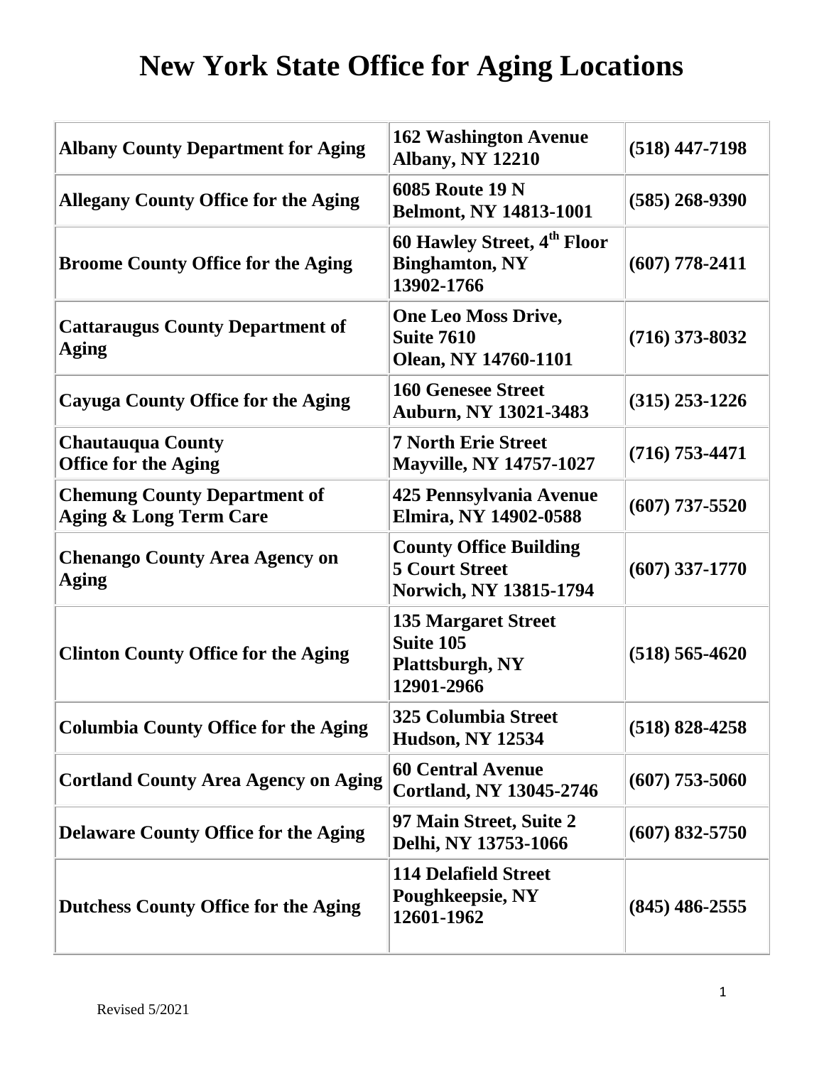# New York State Office for Aging Locations

| | | |
|---|---|---|
| **Albany County Department for Aging** | **162 Washington Avenue Albany, NY 12210** | **(518) 447-7198** |
| **Allegany County Office for the Aging** | **6085 Route 19 N Belmont, NY 14813-1001** | **(585) 268-9390** |
| **Broome County Office for the Aging** | **60 Hawley Street, 4th Floor Binghamton, NY 13902-1766** | **(607) 778-2411** |
| **Cattaraugus County Department of Aging** | **One Leo Moss Drive, Suite 7610 Olean, NY 14760-1101** | **(716) 373-8032** |
| **Cayuga County Office for the Aging** | **160 Genesee Street Auburn, NY 13021-3483** | **(315) 253-1226** |
| **Chautauqua County Office for the Aging** | **7 North Erie Street Mayville, NY 14757-1027** | **(716) 753-4471** |
| **Chemung County Department of Aging & Long Term Care** | **425 Pennsylvania Avenue Elmira, NY 14902-0588** | **(607) 737-5520** |
| **Chenango County Area Agency on Aging** | **County Office Building 5 Court Street Norwich, NY 13815-1794** | **(607) 337-1770** |
| **Clinton County Office for the Aging** | **135 Margaret Street Suite 105 Plattsburgh, NY 12901-2966** | **(518) 565-4620** |
| **Columbia County Office for the Aging** | **325 Columbia Street Hudson, NY 12534** | **(518) 828-4258** |
| **Cortland County Area Agency on Aging** | **60 Central Avenue Cortland, NY 13045-2746** | **(607) 753-5060** |
| **Delaware County Office for the Aging** | **97 Main Street, Suite 2 Delhi, NY 13753-1066** | **(607) 832-5750** |
| **Dutchess County Office for the Aging** | **114 Delafield Street Poughkeepsie, NY 12601-1962** | **(845) 486-2555** |

Revised 5/2021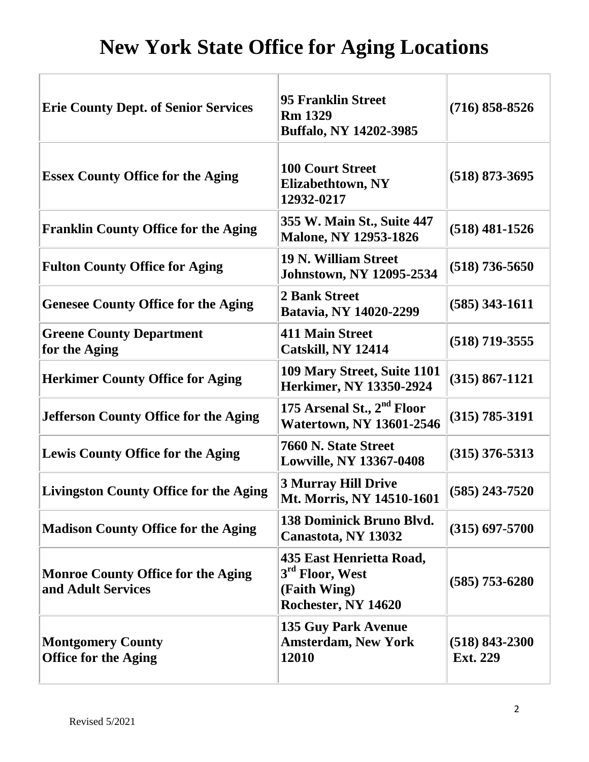# New York State Office for Aging Locations

| | | |
|---|---|---|
| **Erie County Dept. of Senior Services** | **95 Franklin Street Rm 1329 Buffalo, NY 14202-3985** | **(716) 858-8526** |
| **Essex County Office for the Aging** | **100 Court Street Elizabethtown, NY 12932-0217** | **(518) 873-3695** |
| **Franklin County Office for the Aging** | **355 W. Main St., Suite 447 Malone, NY 12953-1826** | **(518) 481-1526** |
| **Fulton County Office for Aging** | **19 N. William Street Johnstown, NY 12095-2534** | **(518) 736-5650** |
| **Genesee County Office for the Aging** | **2 Bank Street Batavia, NY 14020-2299** | **(585) 343-1611** |
| **Greene County Department for the Aging** | **411 Main Street Catskill, NY 12414** | **(518) 719-3555** |
| **Herkimer County Office for Aging** | **109 Mary Street, Suite 1101 Herkimer, NY 13350-2924** | **(315) 867-1121** |
| **Jefferson County Office for the Aging** | **175 Arsenal St., 2nd Floor Watertown, NY 13601-2546** | **(315) 785-3191** |
| **Lewis County Office for the Aging** | **7660 N. State Street Lowville, NY 13367-0408** | **(315) 376-5313** |
| **Livingston County Office for the Aging** | **3 Murray Hill Drive Mt. Morris, NY 14510-1601** | **(585) 243-7520** |
| **Madison County Office for the Aging** | **138 Dominick Bruno Blvd. Canastota, NY 13032** | **(315) 697-5700** |
| **Monroe County Office for the Aging and Adult Services** | **435 East Henrietta Road, 3rd Floor, West (Faith Wing) Rochester, NY 14620** | **(585) 753-6280** |
| **Montgomery County Office for the Aging** | **135 Guy Park Avenue Amsterdam, New York 12010** | **(518) 843-2300 Ext. 229** |

Revised 5/2021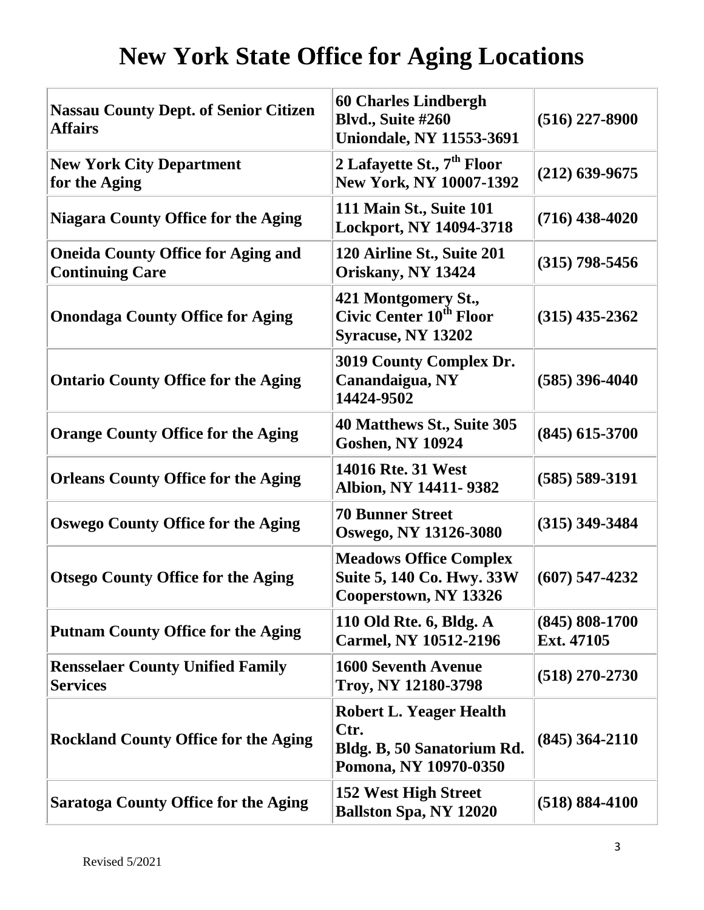# New York State Office for Aging Locations

| | | |
|---|---|---|
| **Nassau County Dept. of Senior Citizen Affairs** | **60 Charles Lindbergh Blvd., Suite #260 Uniondale, NY 11553-3691** | **(516) 227-8900** |
| **New York City Department for the Aging** | **2 Lafayette St., 7th Floor New York, NY 10007-1392** | **(212) 639-9675** |
| **Niagara County Office for the Aging** | **111 Main St., Suite 101 Lockport, NY 14094-3718** | **(716) 438-4020** |
| **Oneida County Office for Aging and Continuing Care** | **120 Airline St., Suite 201 Oriskany, NY 13424** | **(315) 798-5456** |
| **Onondaga County Office for Aging** | **421 Montgomery St., Civic Center 10th Floor Syracuse, NY 13202** | **(315) 435-2362** |
| **Ontario County Office for the Aging** | **3019 County Complex Dr. Canandaigua, NY 14424-9502** | **(585) 396-4040** |
| **Orange County Office for the Aging** | **40 Matthews St., Suite 305 Goshen, NY 10924** | **(845) 615-3700** |
| **Orleans County Office for the Aging** | **14016 Rte. 31 West Albion, NY 14411- 9382** | **(585) 589-3191** |
| **Oswego County Office for the Aging** | **70 Bunner Street Oswego, NY 13126-3080** | **(315) 349-3484** |
| **Otsego County Office for the Aging** | **Meadows Office Complex Suite 5, 140 Co. Hwy. 33W Cooperstown, NY 13326** | **(607) 547-4232** |
| **Putnam County Office for the Aging** | **110 Old Rte. 6, Bldg. A Carmel, NY 10512-2196** | **(845) 808-1700 Ext. 47105** |
| **Rensselaer County Unified Family Services** | **1600 Seventh Avenue Troy, NY 12180-3798** | **(518) 270-2730** |
| **Rockland County Office for the Aging** | **Robert L. Yeager Health Ctr. Bldg. B, 50 Sanatorium Rd. Pomona, NY 10970-0350** | **(845) 364-2110** |
| **Saratoga County Office for the Aging** | **152 West High Street Ballston Spa, NY 12020** | **(518) 884-4100** |

Revised 5/2021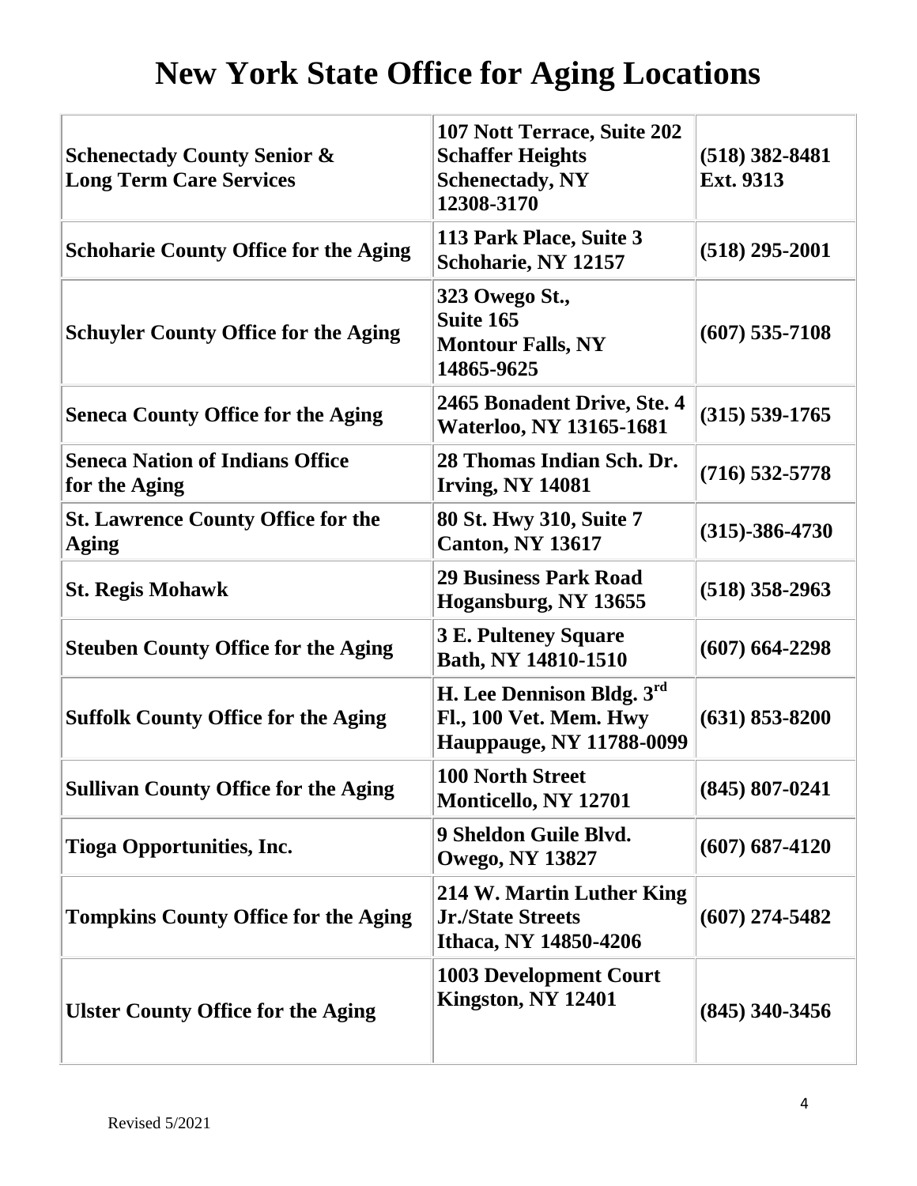# New York State Office for Aging Locations

| | | |
|---|---|---|
| **Schenectady County Senior & Long Term Care Services** | **107 Nott Terrace, Suite 202 Schaffer Heights Schenectady, NY 12308-3170** | **(518) 382-8481 Ext. 9313** |
| **Schoharie County Office for the Aging** | **113 Park Place, Suite 3 Schoharie, NY 12157** | **(518) 295-2001** |
| **Schuyler County Office for the Aging** | **323 Owego St., Suite 165 Montour Falls, NY 14865-9625** | **(607) 535-7108** |
| **Seneca County Office for the Aging** | **2465 Bonadent Drive, Ste. 4 Waterloo, NY 13165-1681** | **(315) 539-1765** |
| **Seneca Nation of Indians Office for the Aging** | **28 Thomas Indian Sch. Dr. Irving, NY 14081** | **(716) 532-5778** |
| **St. Lawrence County Office for the Aging** | **80 St. Hwy 310, Suite 7 Canton, NY 13617** | **(315)-386-4730** |
| **St. Regis Mohawk** | **29 Business Park Road Hogansburg, NY 13655** | **(518) 358-2963** |
| **Steuben County Office for the Aging** | **3 E. Pulteney Square Bath, NY 14810-1510** | **(607) 664-2298** |
| **Suffolk County Office for the Aging** | **H. Lee Dennison Bldg. 3rd Fl., 100 Vet. Mem. Hwy Hauppauge, NY 11788-0099** | **(631) 853-8200** |
| **Sullivan County Office for the Aging** | **100 North Street Monticello, NY 12701** | **(845) 807-0241** |
| **Tioga Opportunities, Inc.** | **9 Sheldon Guile Blvd. Owego, NY 13827** | **(607) 687-4120** |
| **Tompkins County Office for the Aging** | **214 W. Martin Luther King Jr./State Streets Ithaca, NY 14850-4206** | **(607) 274-5482** |
| **Ulster County Office for the Aging** | **1003 Development Court Kingston, NY 12401** | **(845) 340-3456** |

Revised 5/2021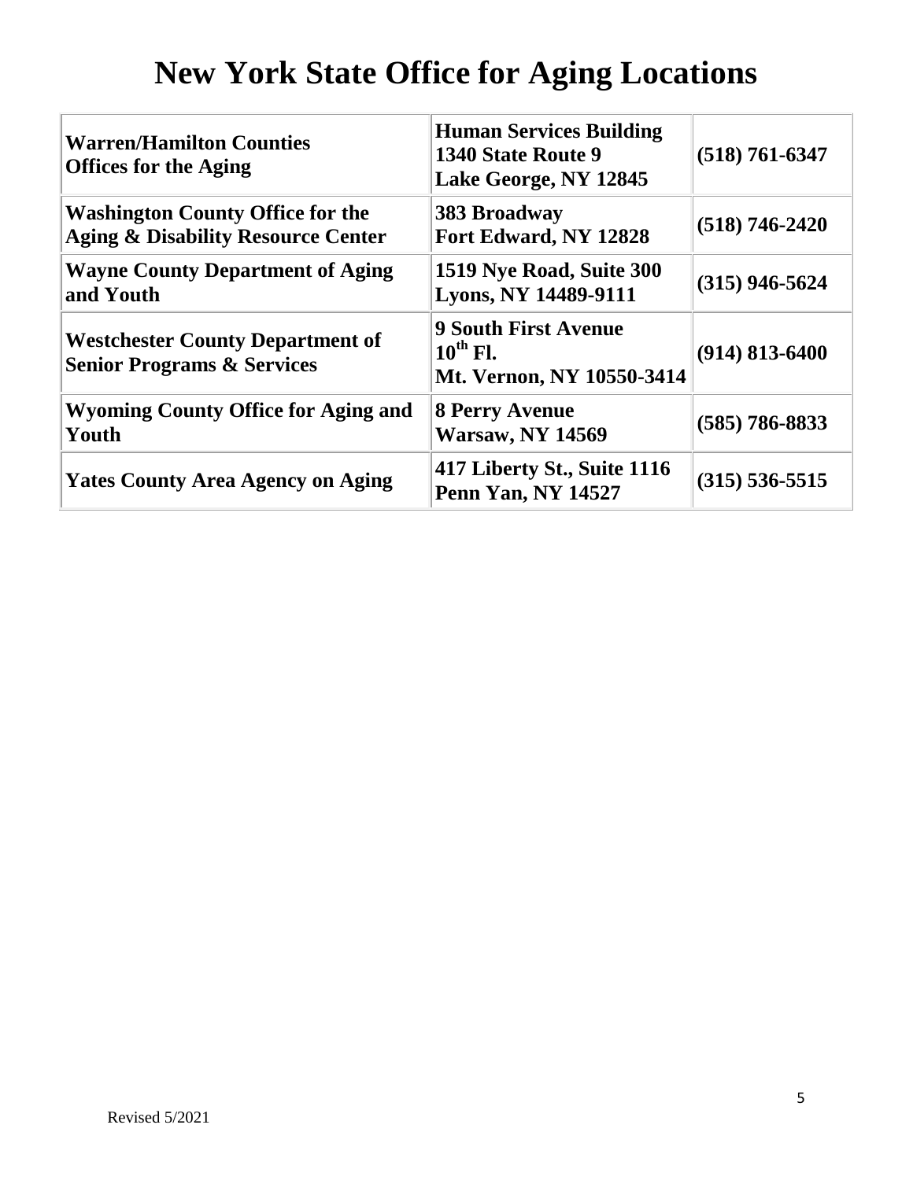# New York State Office for Aging Locations

| | | |
|---|---|---|
| **Warren/Hamilton Counties Offices for the Aging** | **Human Services Building 1340 State Route 9 Lake George, NY 12845** | **(518) 761-6347** |
| **Washington County Office for the Aging & Disability Resource Center** | **383 Broadway Fort Edward, NY 12828** | **(518) 746-2420** |
| **Wayne County Department of Aging and Youth** | **1519 Nye Road, Suite 300 Lyons, NY 14489-9111** | **(315) 946-5624** |
| **Westchester County Department of Senior Programs & Services** | **9 South First Avenue 10th Fl. Mt. Vernon, NY 10550-3414** | **(914) 813-6400** |
| **Wyoming County Office for Aging and Youth** | **8 Perry Avenue Warsaw, NY 14569** | **(585) 786-8833** |
| **Yates County Area Agency on Aging** | **417 Liberty St., Suite 1116 Penn Yan, NY 14527** | **(315) 536-5515** |

Revised 5/2021